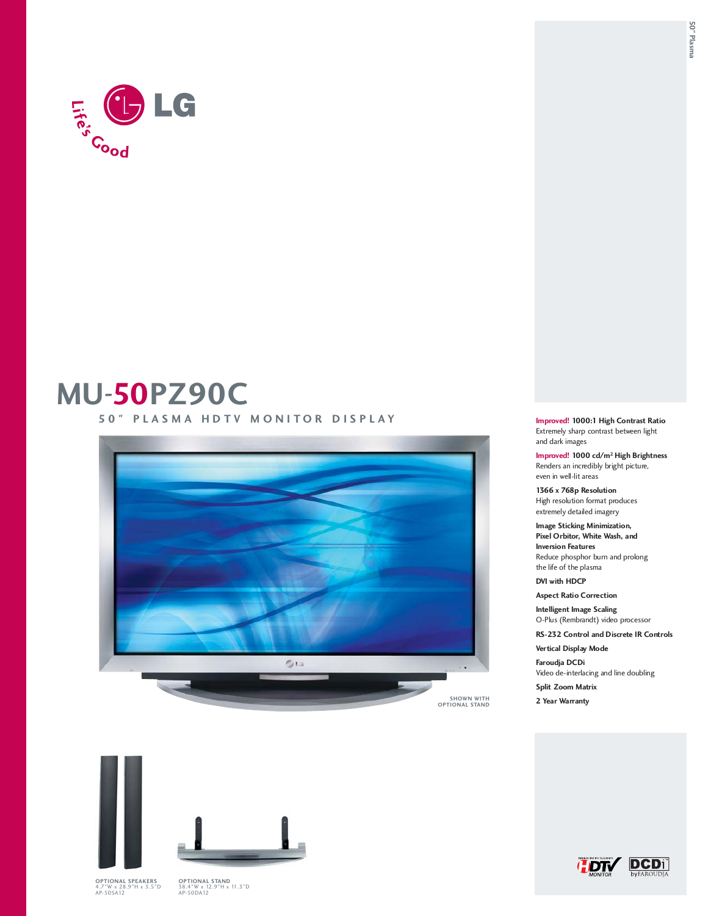# MU-50PZ90C

## 50" PLASMA HDTV MONITOR DISPLAY

SHOWN WITH OPTIONAL STAND

**Improved! 1000:1 High Contrast Ratio**
Extremely sharp contrast between light and dark images

**Improved! 1000 cd/m² High Brightness**
Renders an incredibly bright picture, even in well-lit areas

**1366 x 768p Resolution**
High resolution format produces extremely detailed imagery

**Image Sticking Minimization, Pixel Orbitor, White Wash, and Inversion Features**
Reduce phosphor burn and prolong the life of the plasma

**DVI with HDCP**

**Aspect Ratio Correction**

**Intelligent Image Scaling**
O-Plus (Rembrandt) video processor

**RS-232 Control and Discrete IR Controls**

**Vertical Display Mode**

**Faroudja DCDi**
Video de-interlacing and line doubling

**Split Zoom Matrix**

**2 Year Warranty**

OPTIONAL SPEAKERS
4.7"W x 28.9"H x 3.5"D
AP-50SA12

OPTIONAL STAND
38.4"W x 12.9"H x 11.3"D
AP-50DA12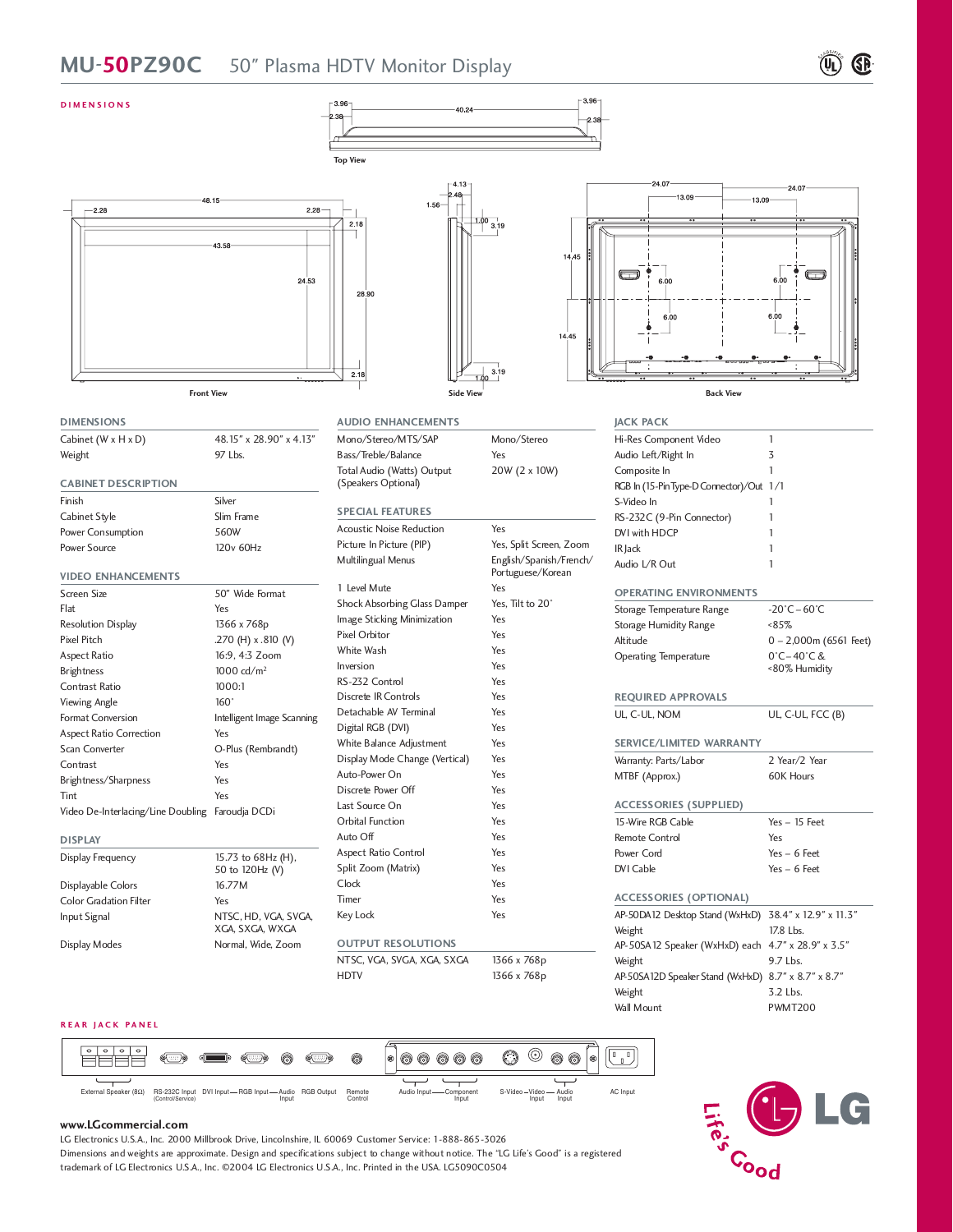# MU-50PZ90C 50" Plasma HDTV Monitor Display

**DIMENSIONS**

Top View
3.96
40.24
3.96
2.38
2.38

Front View
48.15
2.28
2.28
43.58
2.18
24.53
28.90
2.18

Side View
4.13
2.48
1.56
1.00
3.19
3.19
1.00

Back View
24.07
24.07
13.09
13.09
14.45
14.45
6.00
6.00
6.00
6.00

## DIMENSIONS

| | |
|---|---|
| Cabinet (W x H x D) | 48.15" x 28.90" x 4.13" |
| Weight | 97 Lbs. |

## CABINET DESCRIPTION

| | |
|---|---|
| Finish | Silver |
| Cabinet Style | Slim Frame |
| Power Consumption | 560W |
| Power Source | 120v 60Hz |

## VIDEO ENHANCEMENTS

| | |
|---|---|
| Screen Size | 50" Wide Format |
| Flat | Yes |
| Resolution Display | 1366 x 768p |
| Pixel Pitch | .270 (H) x .810 (V) |
| Aspect Ratio | 16:9, 4:3 Zoom |
| Brightness | 1000 cd/m$^2$ |
| Contrast Ratio | 1000:1 |
| Viewing Angle | 160˚ |
| Format Conversion | Intelligent Image Scanning |
| Aspect Ratio Correction | Yes |
| Scan Converter | O-Plus (Rembrandt) |
| Contrast | Yes |
| Brightness/Sharpness | Yes |
| Tint | Yes |
| Video De-Interlacing/Line Doubling | Faroudja DCDi |

## DISPLAY

| | |
|---|---|
| Display Frequency | 15.73 to 68Hz (H), 50 to 120Hz (V) |
| Displayable Colors | 16.77M |
| Color Gradation Filter | Yes |
| Input Signal | NTSC, HD, VGA, SVGA, XGA, SXGA, WXGA |
| Display Modes | Normal, Wide, Zoom |

## AUDIO ENHANCEMENTS

| | |
|---|---|
| Mono/Stereo/MTS/SAP | Mono/Stereo |
| Bass/Treble/Balance | Yes |
| Total Audio (Watts) Output (Speakers Optional) | 20W (2 x 10W) |

## SPECIAL FEATURES

| | |
|---|---|
| Acoustic Noise Reduction | Yes |
| Picture In Picture (PIP) | Yes, Split Screen, Zoom |
| Multilingual Menus | English/Spanish/French/ Portuguese/Korean |
| 1 Level Mute | Yes |
| Shock Absorbing Glass Damper | Yes, Tilt to 20˚ |
| Image Sticking Minimization | Yes |
| Pixel Orbitor | Yes |
| White Wash | Yes |
| Inversion | Yes |
| RS-232 Control | Yes |
| Discrete IR Controls | Yes |
| Detachable AV Terminal | Yes |
| Digital RGB (DVI) | Yes |
| White Balance Adjustment | Yes |
| Display Mode Change (Vertical) | Yes |
| Auto-Power On | Yes |
| Discrete Power Off | Yes |
| Last Source On | Yes |
| Orbital Function | Yes |
| Auto Off | Yes |
| Aspect Ratio Control | Yes |
| Split Zoom (Matrix) | Yes |
| Clock | Yes |
| Timer | Yes |
| Key Lock | Yes |

## OUTPUT RESOLUTIONS

| | |
|---|---|
| NTSC, VGA, SVGA, XGA, SXGA | 1366 x 768p |
| HDTV | 1366 x 768p |

## JACK PACK

| | |
|---|---|
| Hi-Res Component Video | 1 |
| Audio Left/Right In | 3 |
| Composite In | 1 |
| RGB In (15-Pin Type-D Connector)/Out | 1/1 |
| S-Video In | 1 |
| RS-232C (9-Pin Connector) | 1 |
| DVI with HDCP | 1 |
| IR Jack | 1 |
| Audio L/R Out | 1 |

## OPERATING ENVIRONMENTS

| | |
|---|---|
| Storage Temperature Range | -20˚C – 60˚C |
| Storage Humidity Range | <85% |
| Altitude | 0 – 2,000m (6561 Feet) |
| Operating Temperature | 0˚C – 40˚C & <80% Humidity |

## REQUIRED APPROVALS

| | |
|---|---|
| UL, C-UL, NOM | UL, C-UL, FCC (B) |

## SERVICE/LIMITED WARRANTY

| | |
|---|---|
| Warranty: Parts/Labor | 2 Year/2 Year |
| MTBF (Approx.) | 60K Hours |

## ACCESSORIES (SUPPLIED)

| | |
|---|---|
| 15-Wire RGB Cable | Yes – 15 Feet |
| Remote Control | Yes |
| Power Cord | Yes – 6 Feet |
| DVI Cable | Yes – 6 Feet |

## ACCESSORIES (OPTIONAL)

| | |
|---|---|
| AP-50DA12 Desktop Stand (WxHxD) | 38.4" x 12.9" x 11.3" |
| Weight | 17.8 Lbs. |
| AP-50SA12 Speaker (WxHxD) each | 4.7" x 28.9" x 3.5" |
| Weight | 9.7 Lbs. |
| AP-50SA12D Speaker Stand (WxHxD) | 8.7" x 8.7" x 8.7" |
| Weight | 3.2 Lbs. |
| Wall Mount | PWMT200 |

**REAR JACK PANEL**

External Speaker (8Ω) — RS-232C Input (Control/Service) — DVI Input — RGB Input — Audio Input — RGB Output — Remote Control — Audio Input — Component Input — S-Video — Video Input — Audio Input — AC Input

**www.LGcommercial.com**

LG Electronics U.S.A., Inc. 2000 Millbrook Drive, Lincolnshire, IL 60069 Customer Service: 1-888-865-3026
Dimensions and weights are approximate. Design and specifications subject to change without notice. The "LG Life's Good" is a registered trademark of LG Electronics U.S.A., Inc. ©2004 LG Electronics U.S.A., Inc. Printed in the USA. LG5090C0504

LG Life's Good